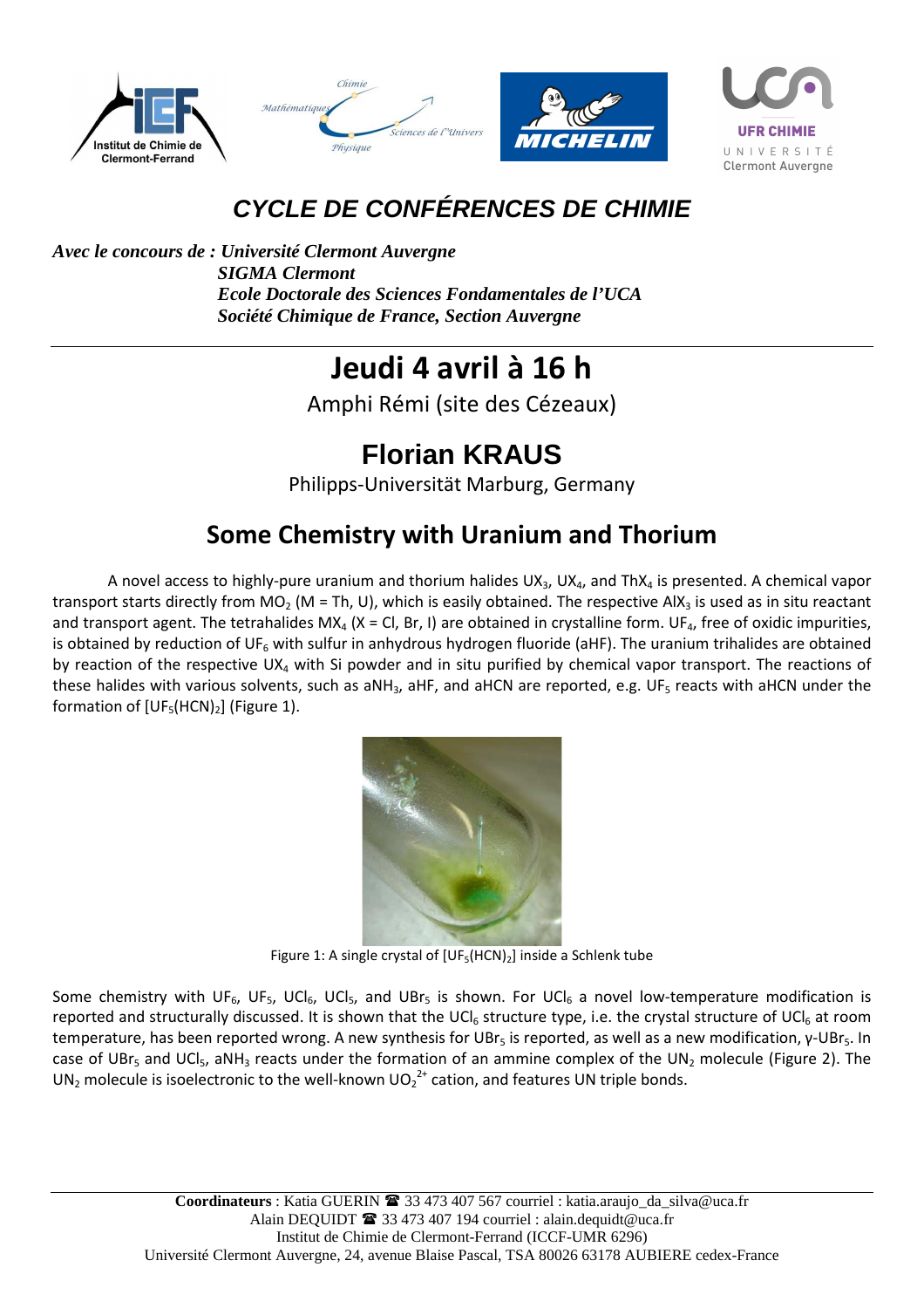# CYCLE DE CONFÉRENCES DE CHIMIE

*Avec le concours de :* ***Université Clermont Auvergne***
***SIGMA Clermont***
***Ecole Doctorale des Sciences Fondamentales de l'UCA***
***Société Chimique de France, Section Auvergne***

---

# Jeudi 4 avril à 16 h

Amphi Rémi (site des Cézeaux)

## Florian KRAUS

Philipps-Universität Marburg, Germany

## Some Chemistry with Uranium and Thorium

A novel access to highly-pure uranium and thorium halides $UX_3$, $UX_4$, and $ThX_4$ is presented. A chemical vapor transport starts directly from $MO_2$ (M = Th, U), which is easily obtained. The respective $AlX_3$ is used as in situ reactant and transport agent. The tetrahalides $MX_4$ (X = Cl, Br, I) are obtained in crystalline form. $UF_4$, free of oxidic impurities, is obtained by reduction of $UF_6$ with sulfur in anhydrous hydrogen fluoride (aHF). The uranium trihalides are obtained by reaction of the respective $UX_4$ with Si powder and in situ purified by chemical vapor transport. The reactions of these halides with various solvents, such as $aNH_3$, aHF, and aHCN are reported, e.g. $UF_5$ reacts with aHCN under the formation of $[UF_5(HCN)_2]$ (Figure 1).

Figure 1: A single crystal of $[UF_5(HCN)_2]$ inside a Schlenk tube

Some chemistry with $UF_6$, $UF_5$, $UCl_6$, $UCl_5$, and $UBr_5$ is shown. For $UCl_6$ a novel low-temperature modification is reported and structurally discussed. It is shown that the $UCl_6$ structure type, i.e. the crystal structure of $UCl_6$ at room temperature, has been reported wrong. A new synthesis for $UBr_5$ is reported, as well as a new modification, γ-$UBr_5$. In case of $UBr_5$ and $UCl_5$, $aNH_3$ reacts under the formation of an ammine complex of the $UN_2$ molecule (Figure 2). The $UN_2$ molecule is isoelectronic to the well-known $UO_2^{2+}$ cation, and features UN triple bonds.

---

**Coordinateurs** : Katia GUERIN ☎ 33 473 407 567 courriel : katia.araujo_da_silva@uca.fr
Alain DEQUIDT ☎ 33 473 407 194 courriel : alain.dequidt@uca.fr
Institut de Chimie de Clermont-Ferrand (ICCF-UMR 6296)
Université Clermont Auvergne, 24, avenue Blaise Pascal, TSA 80026 63178 AUBIERE cedex-France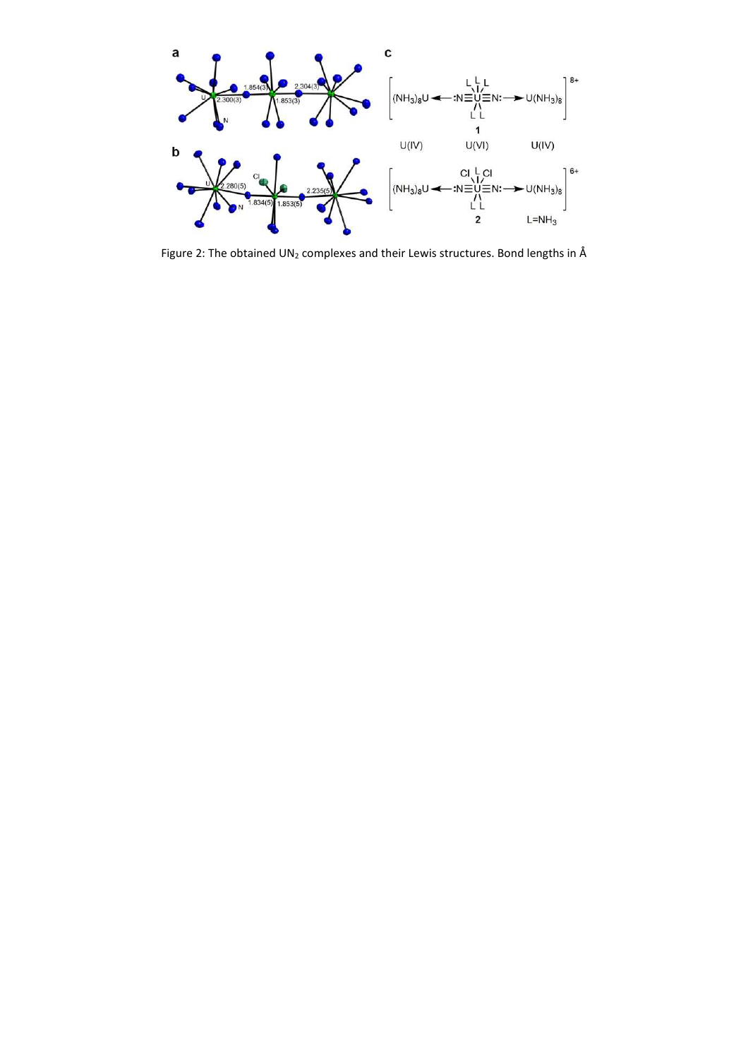a

U

2.300(3)

1.854(3)

1.853(3)

2.304(3)

N

b

U

2.280(5)

Cl

N

1.834(5)

1.853(5)

2.235(5)

c

$$\left[ (NH_3)_8U \leftarrow :N{\equiv}\overset{L\ L\ L}{U}{\equiv}N: \rightarrow U(NH_3)_8 \right]^{8+}$$

**1**

U(IV) U(VI) U(IV)

$$\left[ (NH_3)_8U \leftarrow :N{\equiv}\overset{Cl\ L\ Cl}{U}{\equiv}N: \rightarrow U(NH_3)_8 \right]^{6+}$$

**2**

$L{=}NH_3$

Figure 2: The obtained $UN_2$ complexes and their Lewis structures. Bond lengths in Å